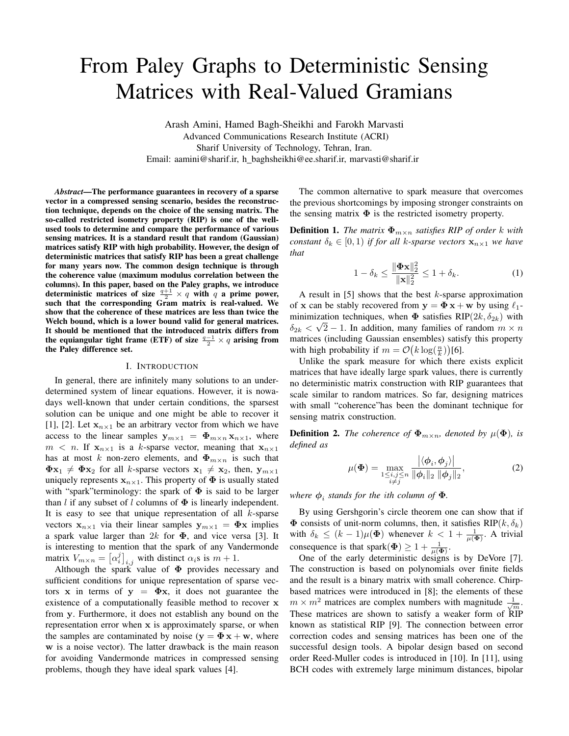// From Paley Graphs to Deterministic Sensing Matrices with Real-Valued Gramians

Arash Amini, Hamed Bagh-Sheikhi and Farokh Marvasti
Advanced Communications Research Institute (ACRI)
Sharif University of Technology, Tehran, Iran.
Email: aamini@sharif.ir, h_baghsheikhi@ee.sharif.ir, marvasti@sharif.ir

***Abstract*—The performance guarantees in recovery of a sparse vector in a compressed sensing scenario, besides the reconstruction technique, depends on the choice of the sensing matrix. The so-called restricted isometry property (RIP) is one of the well-used tools to determine and compare the performance of various sensing matrices. It is a standard result that random (Gaussian) matrices satisfy RIP with high probability. However, the design of deterministic matrices that satisfy RIP has been a great challenge for many years now. The common design technique is through the coherence value (maximum modulus correlation between the columns). In this paper, based on the Paley graphs, we introduce deterministic matrices of size $\frac{q+1}{2} \times q$ with $q$ a prime power, such that the corresponding Gram matrix is real-valued. We show that the coherence of these matrices are less than twice the Welch bound, which is a lower bound valid for general matrices. It should be mentioned that the introduced matrix differs from the equiangular tight frame (ETF) of size $\frac{q-1}{2} \times q$ arising from the Paley difference set.**

## I. Introduction

In general, there are infinitely many solutions to an underdetermined system of linear equations. However, it is nowadays well-known that under certain conditions, the sparsest solution can be unique and one might be able to recover it [1], [2]. Let $\mathbf{x}_{n\times 1}$ be an arbitrary vector from which we have access to the linear samples $\mathbf{y}_{m\times 1} = \mathbf{\Phi}_{m\times n}\,\mathbf{x}_{n\times 1}$, where $m < n$. If $\mathbf{x}_{n\times 1}$ is a $k$-sparse vector, meaning that $\mathbf{x}_{n\times 1}$ has at most $k$ non-zero elements, and $\mathbf{\Phi}_{m\times n}$ is such that $\mathbf{\Phi}\mathbf{x}_1 \neq \mathbf{\Phi}\mathbf{x}_2$ for all $k$-sparse vectors $\mathbf{x}_1 \neq \mathbf{x}_2$, then, $\mathbf{y}_{m\times 1}$ uniquely represents $\mathbf{x}_{n\times 1}$. This property of $\mathbf{\Phi}$ is usually stated with "spark"terminology: the spark of $\mathbf{\Phi}$ is said to be larger than $l$ if any subset of $l$ columns of $\mathbf{\Phi}$ is linearly independent. It is easy to see that unique representation of all $k$-sparse vectors $\mathbf{x}_{n\times 1}$ via their linear samples $\mathbf{y}_{m\times 1} = \mathbf{\Phi}\mathbf{x}$ implies a spark value larger than $2k$ for $\mathbf{\Phi}$, and vice versa [3]. It is interesting to mention that the spark of any Vandermonde matrix $V_{m\times n} = \left[\alpha_i^j\right]_{i,j}$ with distinct $\alpha_i$s is $m+1$.

Although the spark value of $\mathbf{\Phi}$ provides necessary and sufficient conditions for unique representation of sparse vectors $\mathbf{x}$ in terms of $\mathbf{y} = \mathbf{\Phi}\mathbf{x}$, it does not guarantee the existence of a computationally feasible method to recover $\mathbf{x}$ from $\mathbf{y}$. Furthermore, it does not establish any bound on the representation error when $\mathbf{x}$ is approximately sparse, or when the samples are contaminated by noise ($\mathbf{y} = \mathbf{\Phi}\,\mathbf{x} + \mathbf{w}$, where $\mathbf{w}$ is a noise vector). The latter drawback is the main reason for avoiding Vandermonde matrices in compressed sensing problems, though they have ideal spark values [4].

The common alternative to spark measure that overcomes the previous shortcomings by imposing stronger constraints on the sensing matrix $\mathbf{\Phi}$ is the restricted isometry property.

**Definition 1.** *The matrix $\mathbf{\Phi}_{m\times n}$ satisfies RIP of order $k$ with constant $\delta_k \in [0,1)$ if for all $k$-sparse vectors $\mathbf{x}_{n\times 1}$ we have that*

$$1-\delta_k \leq \frac{\|\mathbf{\Phi}\mathbf{x}\|_2^2}{\|\mathbf{x}\|_2^2} \leq 1+\delta_k. \tag{1}$$

A result in [5] shows that the best $k$-sparse approximation of $\mathbf{x}$ can be stably recovered from $\mathbf{y} = \mathbf{\Phi}\,\mathbf{x} + \mathbf{w}$ by using $\ell_1$-minimization techniques, when $\mathbf{\Phi}$ satisfies RIP$(2k, \delta_{2k})$ with $\delta_{2k} < \sqrt{2}-1$. In addition, many families of random $m\times n$ matrices (including Gaussian ensembles) satisfy this property with high probability if $m = \mathcal{O}\big(k\log(\frac{n}{k})\big)$[6].

Unlike the spark measure for which there exists explicit matrices that have ideally large spark values, there is currently no deterministic matrix construction with RIP guarantees that scale similar to random matrices. So far, designing matrices with small "coherence"has been the dominant technique for sensing matrix construction.

**Definition 2.** *The coherence of $\mathbf{\Phi}_{m\times n}$, denoted by $\mu(\mathbf{\Phi})$, is defined as*

$$\mu(\mathbf{\Phi}) = \max_{\substack{1\leq i,j\leq n\\ i\neq j}} \frac{\big|\langle \boldsymbol{\phi}_i, \boldsymbol{\phi}_j\rangle\big|}{\|\boldsymbol{\phi}_i\|_2\,\|\boldsymbol{\phi}_j\|_2}, \tag{2}$$

*where $\boldsymbol{\phi}_i$ stands for the ith column of $\mathbf{\Phi}$.*

By using Gershgorin's circle theorem one can show that if $\mathbf{\Phi}$ consists of unit-norm columns, then, it satisfies RIP$(k,\delta_k)$ with $\delta_k \leq (k-1)\mu(\mathbf{\Phi})$ whenever $k < 1 + \frac{1}{\mu(\mathbf{\Phi})}$. A trivial consequence is that spark$(\mathbf{\Phi}) \geq 1 + \frac{1}{\mu(\mathbf{\Phi})}$.

One of the early deterministic designs is by DeVore [7]. The construction is based on polynomials over finite fields and the result is a binary matrix with small coherence. Chirp-based matrices were introduced in [8]; the elements of these $m\times m^2$ matrices are complex numbers with magnitude $\frac{1}{\sqrt{m}}$. These matrices are shown to satisfy a weaker form of RIP known as statistical RIP [9]. The connection between error correction codes and sensing matrices has been one of the successful design tools. A bipolar design based on second order Reed-Muller codes is introduced in [10]. In [11], using BCH codes with extremely large minimum distances, bipolar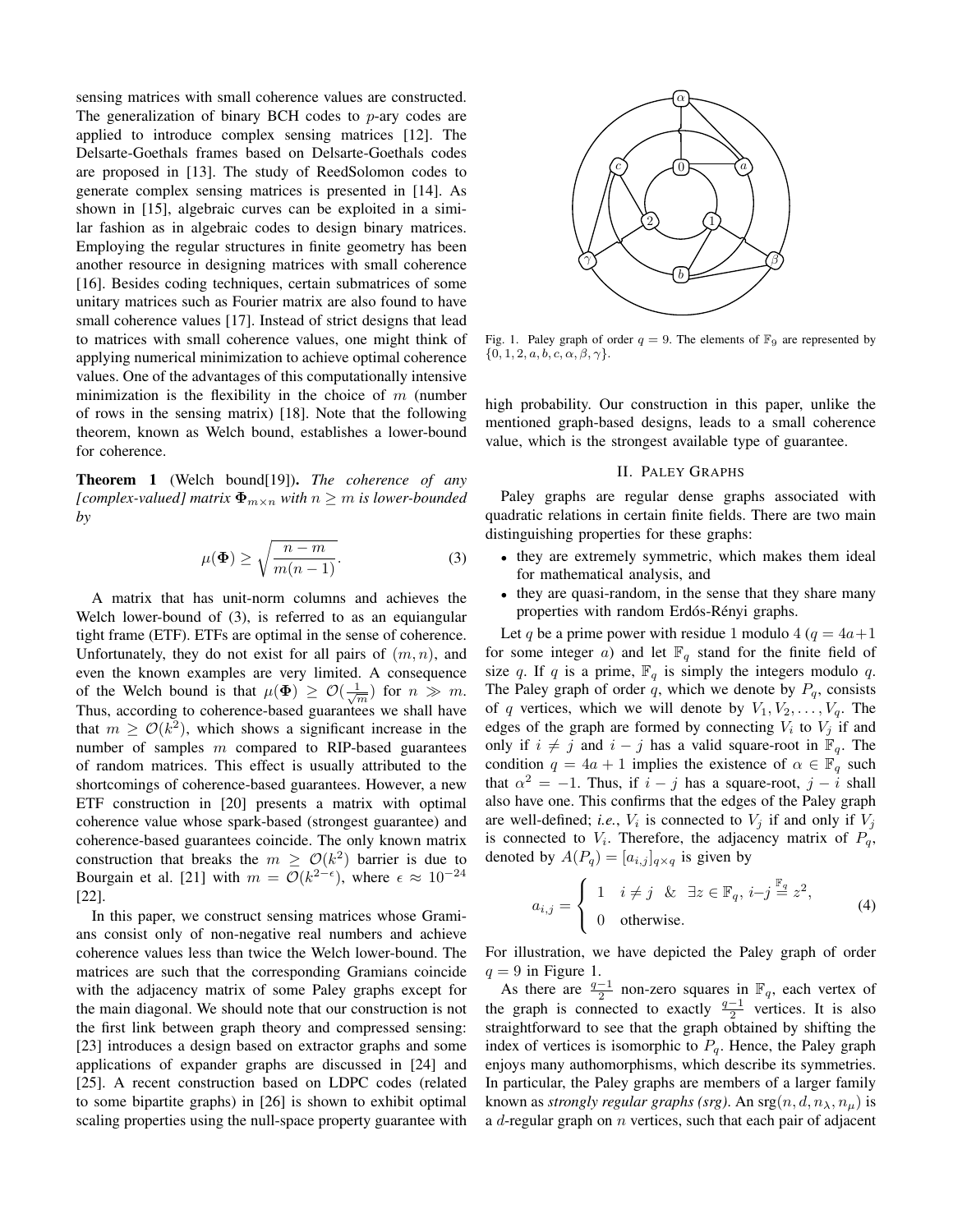sensing matrices with small coherence values are constructed. The generalization of binary BCH codes to $p$-ary codes are applied to introduce complex sensing matrices [12]. The Delsarte-Goethals frames based on Delsarte-Goethals codes are proposed in [13]. The study of ReedSolomon codes to generate complex sensing matrices is presented in [14]. As shown in [15], algebraic curves can be exploited in a similar fashion as in algebraic codes to design binary matrices. Employing the regular structures in finite geometry has been another resource in designing matrices with small coherence [16]. Besides coding techniques, certain submatrices of some unitary matrices such as Fourier matrix are also found to have small coherence values [17]. Instead of strict designs that lead to matrices with small coherence values, one might think of applying numerical minimization to achieve optimal coherence values. One of the advantages of this computationally intensive minimization is the flexibility in the choice of $m$ (number of rows in the sensing matrix) [18]. Note that the following theorem, known as Welch bound, establishes a lower-bound for coherence.

**Theorem 1** (Welch bound[19]). *The coherence of any [complex-valued] matrix $\Phi_{m\times n}$ with $n \geq m$ is lower-bounded by*

$$\mu(\Phi) \geq \sqrt{\frac{n-m}{m(n-1)}}. \tag{3}$$

A matrix that has unit-norm columns and achieves the Welch lower-bound of (3), is referred to as an equiangular tight frame (ETF). ETFs are optimal in the sense of coherence. Unfortunately, they do not exist for all pairs of $(m,n)$, and even the known examples are very limited. A consequence of the Welch bound is that $\mu(\Phi) \geq \mathcal{O}(\frac{1}{\sqrt{m}})$ for $n \gg m$. Thus, according to coherence-based guarantees we shall have that $m \geq \mathcal{O}(k^2)$, which shows a significant increase in the number of samples $m$ compared to RIP-based guarantees of random matrices. This effect is usually attributed to the shortcomings of coherence-based guarantees. However, a new ETF construction in [20] presents a matrix with optimal coherence value whose spark-based (strongest guarantee) and coherence-based guarantees coincide. The only known matrix construction that breaks the $m \geq \mathcal{O}(k^2)$ barrier is due to Bourgain et al. [21] with $m = \mathcal{O}(k^{2-\epsilon})$, where $\epsilon \approx 10^{-24}$ [22].

In this paper, we construct sensing matrices whose Gramians consist only of non-negative real numbers and achieve coherence values less than twice the Welch lower-bound. The matrices are such that the corresponding Gramians coincide with the adjacency matrix of some Paley graphs except for the main diagonal. We should note that our construction is not the first link between graph theory and compressed sensing: [23] introduces a design based on extractor graphs and some applications of expander graphs are discussed in [24] and [25]. A recent construction based on LDPC codes (related to some bipartite graphs) in [26] is shown to exhibit optimal scaling properties using the null-space property guarantee with high probability. Our construction in this paper, unlike the mentioned graph-based designs, leads to a small coherence value, which is the strongest available type of guarantee.

Fig. 1. Paley graph of order $q = 9$. The elements of $\mathbb{F}_9$ are represented by $\{0, 1, 2, a, b, c, \alpha, \beta, \gamma\}$.

## II. Paley Graphs

Paley graphs are regular dense graphs associated with quadratic relations in certain finite fields. There are two main distinguishing properties for these graphs:

- they are extremely symmetric, which makes them ideal for mathematical analysis, and
- they are quasi-random, in the sense that they share many properties with random Erdős-Rényi graphs.

Let $q$ be a prime power with residue 1 modulo 4 ($q = 4a+1$ for some integer $a$) and let $\mathbb{F}_q$ stand for the finite field of size $q$. If $q$ is a prime, $\mathbb{F}_q$ is simply the integers modulo $q$. The Paley graph of order $q$, which we denote by $P_q$, consists of $q$ vertices, which we will denote by $V_1, V_2, \ldots, V_q$. The edges of the graph are formed by connecting $V_i$ to $V_j$ if and only if $i \neq j$ and $i - j$ has a valid square-root in $\mathbb{F}_q$. The condition $q = 4a + 1$ implies the existence of $\alpha \in \mathbb{F}_q$ such that $\alpha^2 = -1$. Thus, if $i - j$ has a square-root, $j - i$ shall also have one. This confirms that the edges of the Paley graph are well-defined; *i.e.*, $V_i$ is connected to $V_j$ if and only if $V_j$ is connected to $V_i$. Therefore, the adjacency matrix of $P_q$, denoted by $A(P_q) = [a_{i,j}]_{q\times q}$ is given by

$$a_{i,j} = \begin{cases} 1 & i \neq j \;\;\&\;\; \exists z \in \mathbb{F}_q,\, i-j \overset{\mathbb{F}_q}{=} z^2, \\ 0 & \text{otherwise.} \end{cases} \tag{4}$$

For illustration, we have depicted the Paley graph of order $q = 9$ in Figure 1.

As there are $\frac{q-1}{2}$ non-zero squares in $\mathbb{F}_q$, each vertex of the graph is connected to exactly $\frac{q-1}{2}$ vertices. It is also straightforward to see that the graph obtained by shifting the index of vertices is isomorphic to $P_q$. Hence, the Paley graph enjoys many authomorphisms, which describe its symmetries. In particular, the Paley graphs are members of a larger family known as *strongly regular graphs (srg)*. An $\mathrm{srg}(n, d, n_\lambda, n_\mu)$ is a $d$-regular graph on $n$ vertices, such that each pair of adjacent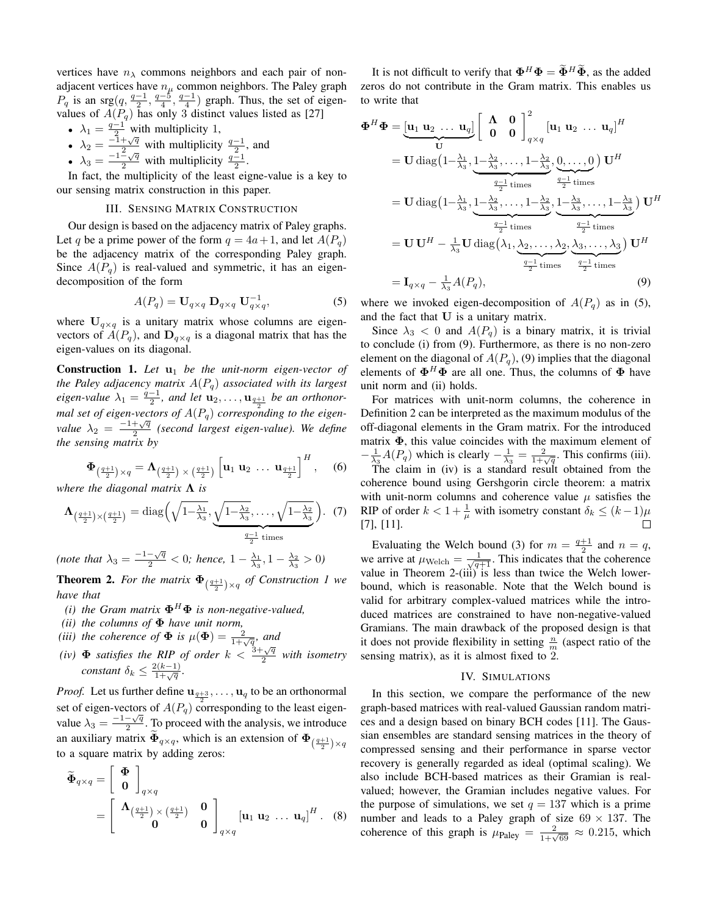vertices have $n_\lambda$ commons neighbors and each pair of non-adjacent vertices have $n_\mu$ common neighbors. The Paley graph $P_q$ is an srg$(q, \frac{q-1}{2}, \frac{q-5}{4}, \frac{q-1}{4})$ graph. Thus, the set of eigenvalues of $A(P_q)$ has only 3 distinct values listed as [27]

- $\lambda_1 = \frac{q-1}{2}$ with multiplicity 1,
- $\lambda_2 = \frac{-1+\sqrt{q}}{2}$ with multiplicity $\frac{q-1}{2}$, and
- $\lambda_3 = \frac{-1-\sqrt{q}}{2}$ with multiplicity $\frac{q-1}{2}$.

In fact, the multiplicity of the least eigne-value is a key to our sensing matrix construction in this paper.

## III. Sensing Matrix Construction

Our design is based on the adjacency matrix of Paley graphs. Let $q$ be a prime power of the form $q = 4a+1$, and let $A(P_q)$ be the adjacency matrix of the corresponding Paley graph. Since $A(P_q)$ is real-valued and symmetric, it has an eigen-decomposition of the form

$$A(P_q) = \mathbf{U}_{q\times q}\, \mathbf{D}_{q\times q}\, \mathbf{U}_{q\times q}^{-1}, \tag{5}$$

where $\mathbf{U}_{q\times q}$ is a unitary matrix whose columns are eigenvectors of $A(P_q)$, and $\mathbf{D}_{q\times q}$ is a diagonal matrix that has the eigen-values on its diagonal.

**Construction 1.** *Let $\mathbf{u}_1$ be the unit-norm eigen-vector of the Paley adjacency matrix $A(P_q)$ associated with its largest eigen-value $\lambda_1 = \frac{q-1}{2}$, and let $\mathbf{u}_2, \dots, \mathbf{u}_{\frac{q+1}{2}}$ be an orthonormal set of eigen-vectors of $A(P_q)$ corresponding to the eigen-value $\lambda_2 = \frac{-1+\sqrt{q}}{2}$ (second largest eigen-value). We define the sensing matrix by*

$$\mathbf{\Phi}_{\left(\frac{q+1}{2}\right)\times q} = \mathbf{\Lambda}_{\left(\frac{q+1}{2}\right)\times\left(\frac{q+1}{2}\right)} \left[\mathbf{u}_1\ \mathbf{u}_2\ \dots\ \mathbf{u}_{\frac{q+1}{2}}\right]^H, \tag{6}$$

*where the diagonal matrix $\mathbf{\Lambda}$ is*

$$\mathbf{\Lambda}_{\left(\frac{q+1}{2}\right)\times\left(\frac{q+1}{2}\right)} = \mathrm{diag}\Big(\sqrt{1-\tfrac{\lambda_1}{\lambda_3}}, \underbrace{\sqrt{1-\tfrac{\lambda_2}{\lambda_3}}, \dots, \sqrt{1-\tfrac{\lambda_2}{\lambda_3}}}_{\frac{q-1}{2}\text{ times}}\Big). \tag{7}$$

*(note that $\lambda_3 = \frac{-1-\sqrt{q}}{2} < 0$; hence, $1-\frac{\lambda_1}{\lambda_3}, 1-\frac{\lambda_2}{\lambda_3} > 0$)*

**Theorem 2.** *For the matrix $\mathbf{\Phi}_{\left(\frac{q+1}{2}\right)\times q}$ of Construction 1 we have that*

*(i) the Gram matrix $\mathbf{\Phi}^H\mathbf{\Phi}$ is non-negative-valued,*

*(ii) the columns of $\mathbf{\Phi}$ have unit norm,*

*(iii) the coherence of $\mathbf{\Phi}$ is $\mu(\mathbf{\Phi}) = \frac{2}{1+\sqrt{q}}$, and*

*(iv) $\mathbf{\Phi}$ satisfies the RIP of order $k < \frac{3+\sqrt{q}}{2}$ with isometry constant $\delta_k \le \frac{2(k-1)}{1+\sqrt{q}}$.*

*Proof.* Let us further define $\mathbf{u}_{\frac{q+3}{2}}, \dots, \mathbf{u}_q$ to be an orthonormal set of eigen-vectors of $A(P_q)$ corresponding to the least eigen-value $\lambda_3 = \frac{-1-\sqrt{q}}{2}$. To proceed with the analysis, we introduce an auxiliary matrix $\widetilde{\mathbf{\Phi}}_{q\times q}$, which is an extension of $\mathbf{\Phi}_{\left(\frac{q+1}{2}\right)\times q}$ to a square matrix by adding zeros:

$$\widetilde{\mathbf{\Phi}}_{q\times q} = \begin{bmatrix} \mathbf{\Phi} \\ \mathbf{0} \end{bmatrix}_{q\times q} = \begin{bmatrix} \mathbf{\Lambda}_{\left(\frac{q+1}{2}\right)\times\left(\frac{q+1}{2}\right)} & \mathbf{0} \\ \mathbf{0} & \mathbf{0} \end{bmatrix}_{q\times q} \left[\mathbf{u}_1\ \mathbf{u}_2\ \dots\ \mathbf{u}_q\right]^H. \tag{8}$$

It is not difficult to verify that $\mathbf{\Phi}^H\mathbf{\Phi} = \widetilde{\mathbf{\Phi}}^H\widetilde{\mathbf{\Phi}}$, as the added zeros do not contribute in the Gram matrix. This enables us to write that

$$\begin{aligned}
\mathbf{\Phi}^H\mathbf{\Phi} &= \underbrace{[\mathbf{u}_1\ \mathbf{u}_2\ \dots\ \mathbf{u}_q]}_{\mathbf{U}} \begin{bmatrix} \mathbf{\Lambda} & \mathbf{0} \\ \mathbf{0} & \mathbf{0} \end{bmatrix}_{q\times q}^2 [\mathbf{u}_1\ \mathbf{u}_2\ \dots\ \mathbf{u}_q]^H \\
&= \mathbf{U}\,\mathrm{diag}\big(1-\tfrac{\lambda_1}{\lambda_3}, \underbrace{1-\tfrac{\lambda_2}{\lambda_3}, \dots, 1-\tfrac{\lambda_2}{\lambda_3}}_{\frac{q-1}{2}\text{ times}}, \underbrace{0, \dots, 0}_{\frac{q-1}{2}\text{ times}}\big)\,\mathbf{U}^H \\
&= \mathbf{U}\,\mathrm{diag}\big(1-\tfrac{\lambda_1}{\lambda_3}, \underbrace{1-\tfrac{\lambda_2}{\lambda_3}, \dots, 1-\tfrac{\lambda_2}{\lambda_3}}_{\frac{q-1}{2}\text{ times}}, \underbrace{1-\tfrac{\lambda_3}{\lambda_3}, \dots, 1-\tfrac{\lambda_3}{\lambda_3}}_{\frac{q-1}{2}\text{ times}}\big)\,\mathbf{U}^H \\
&= \mathbf{U}\,\mathbf{U}^H - \tfrac{1}{\lambda_3}\mathbf{U}\,\mathrm{diag}\big(\lambda_1, \underbrace{\lambda_2, \dots, \lambda_2}_{\frac{q-1}{2}\text{ times}}, \underbrace{\lambda_3, \dots, \lambda_3}_{\frac{q-1}{2}\text{ times}}\big)\,\mathbf{U}^H \\
&= \mathbf{I}_{q\times q} - \tfrac{1}{\lambda_3}A(P_q),
\end{aligned} \tag{9}$$

where we invoked eigen-decomposition of $A(P_q)$ as in (5), and the fact that $\mathbf{U}$ is a unitary matrix.

Since $\lambda_3 < 0$ and $A(P_q)$ is a binary matrix, it is trivial to conclude (i) from (9). Furthermore, as there is no non-zero element on the diagonal of $A(P_q)$, (9) implies that the diagonal elements of $\mathbf{\Phi}^H\mathbf{\Phi}$ are all one. Thus, the columns of $\mathbf{\Phi}$ have unit norm and (ii) holds.

For matrices with unit-norm columns, the coherence in Definition 2 can be interpreted as the maximum modulus of the off-diagonal elements in the Gram matrix. For the introduced matrix $\mathbf{\Phi}$, this value coincides with the maximum element of $-\frac{1}{\lambda_3}A(P_q)$ which is clearly $-\frac{1}{\lambda_3} = \frac{2}{1+\sqrt{q}}$. This confirms (iii).

The claim in (iv) is a standard result obtained from the coherence bound using Gershgorin circle theorem: a matrix with unit-norm columns and coherence value $\mu$ satisfies the RIP of order $k < 1 + \frac{1}{\mu}$ with isometry constant $\delta_k \le (k-1)\mu$ [7], [11]. $\square$

Evaluating the Welch bound (3) for $m = \frac{q+1}{2}$ and $n = q$, we arrive at $\mu_{\text{Welch}} = \frac{1}{\sqrt{q+1}}$. This indicates that the coherence value in Theorem 2-(iii) is less than twice the Welch lower-bound, which is reasonable. Note that the Welch bound is valid for arbitrary complex-valued matrices while the introduced matrices are constrained to have non-negative-valued Gramians. The main drawback of the proposed design is that it does not provide flexibility in setting $\frac{n}{m}$ (aspect ratio of the sensing matrix), as it is almost fixed to 2.

## IV. Simulations

In this section, we compare the performance of the new graph-based matrices with real-valued Gaussian random matrices and a design based on binary BCH codes [11]. The Gaussian ensembles are standard sensing matrices in the theory of compressed sensing and their performance in sparse vector recovery is generally regarded as ideal (optimal scaling). We also include BCH-based matrices as their Gramian is real-valued; however, the Gramian includes negative values. For the purpose of simulations, we set $q = 137$ which is a prime number and leads to a Paley graph of size $69 \times 137$. The coherence of this graph is $\mu_{\text{Paley}} = \frac{2}{1+\sqrt{69}} \approx 0.215$, which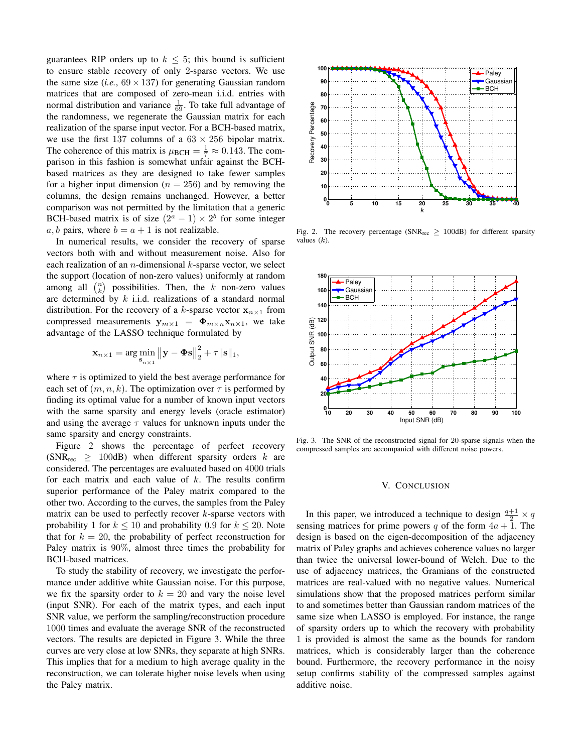guarantees RIP orders up to $k \leq 5$; this bound is sufficient to ensure stable recovery of only 2-sparse vectors. We use the same size (*i.e.*, $69 \times 137$) for generating Gaussian random matrices that are composed of zero-mean i.i.d. entries with normal distribution and variance $\frac{1}{69}$. To take full advantage of the randomness, we regenerate the Gaussian matrix for each realization of the sparse input vector. For a BCH-based matrix, we use the first 137 columns of a $63 \times 256$ bipolar matrix. The coherence of this matrix is $\mu_{\text{BCH}} = \frac{1}{7} \approx 0.143$. The comparison in this fashion is somewhat unfair against the BCH-based matrices as they are designed to take fewer samples for a higher input dimension ($n = 256$) and by removing the columns, the design remains unchanged. However, a better comparison was not permitted by the limitation that a generic BCH-based matrix is of size $(2^a - 1) \times 2^b$ for some integer $a, b$ pairs, where $b = a + 1$ is not realizable.

In numerical results, we consider the recovery of sparse vectors both with and without measurement noise. Also for each realization of an $n$-dimensional $k$-sparse vector, we select the support (location of non-zero values) uniformly at random among all $\binom{n}{k}$ possibilities. Then, the $k$ non-zero values are determined by $k$ i.i.d. realizations of a standard normal distribution. For the recovery of a $k$-sparse vector $\mathbf{x}_{n\times 1}$ from compressed measurements $\mathbf{y}_{m\times 1} = \mathbf{\Phi}_{m\times n}\mathbf{x}_{n\times 1}$, we take advantage of the LASSO technique formulated by

$$\mathbf{x}_{n\times 1} = \arg\min_{\mathbf{s}_{n\times 1}} \left\|\mathbf{y} - \mathbf{\Phi}\mathbf{s}\right\|_2^2 + \tau\|\mathbf{s}\|_1,$$

where $\tau$ is optimized to yield the best average performance for each set of $(m, n, k)$. The optimization over $\tau$ is performed by finding its optimal value for a number of known input vectors with the same sparsity and energy levels (oracle estimator) and using the average $\tau$ values for unknown inputs under the same sparsity and energy constraints.

Figure 2 shows the percentage of perfect recovery ($\text{SNR}_{\text{rec}} \geq 100$dB) when different sparsity orders $k$ are considered. The percentages are evaluated based on 4000 trials for each matrix and each value of $k$. The results confirm superior performance of the Paley matrix compared to the other two. According to the curves, the samples from the Paley matrix can be used to perfectly recover $k$-sparse vectors with probability 1 for $k \leq 10$ and probability 0.9 for $k \leq 20$. Note that for $k = 20$, the probability of perfect reconstruction for Paley matrix is 90%, almost three times the probability for BCH-based matrices.

To study the stability of recovery, we investigate the performance under additive white Gaussian noise. For this purpose, we fix the sparsity order to $k = 20$ and vary the noise level (input SNR). For each of the matrix types, and each input SNR value, we perform the sampling/reconstruction procedure 1000 times and evaluate the average SNR of the reconstructed vectors. The results are depicted in Figure 3. While the three curves are very close at low SNRs, they separate at high SNRs. This implies that for a medium to high average quality in the reconstruction, we can tolerate higher noise levels when using the Paley matrix.

Fig. 2. The recovery percentage ($\text{SNR}_{\text{rec}} \geq 100$dB) for different sparsity values ($k$).

Fig. 3. The SNR of the reconstructed signal for 20-sparse signals when the compressed samples are accompanied with different noise powers.

## V. Conclusion

In this paper, we introduced a technique to design $\frac{q+1}{2} \times q$ sensing matrices for prime powers $q$ of the form $4a + 1$. The design is based on the eigen-decomposition of the adjacency matrix of Paley graphs and achieves coherence values no larger than twice the universal lower-bound of Welch. Due to the use of adjacency matrices, the Gramians of the constructed matrices are real-valued with no negative values. Numerical simulations show that the proposed matrices perform similar to and sometimes better than Gaussian random matrices of the same size when LASSO is employed. For instance, the range of sparsity orders up to which the recovery with probability 1 is provided is almost the same as the bounds for random matrices, which is considerably larger than the coherence bound. Furthermore, the recovery performance in the noisy setup confirms stability of the compressed samples against additive noise.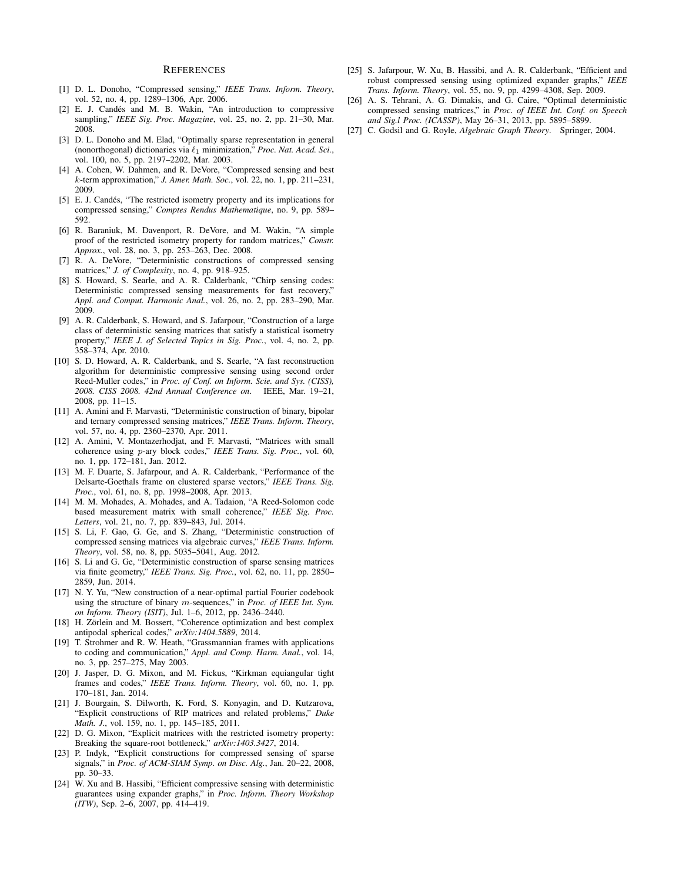# References

[1] D. L. Donoho, "Compressed sensing," *IEEE Trans. Inform. Theory*, vol. 52, no. 4, pp. 1289–1306, Apr. 2006.

[2] E. J. Candés and M. B. Wakin, "An introduction to compressive sampling," *IEEE Sig. Proc. Magazine*, vol. 25, no. 2, pp. 21–30, Mar. 2008.

[3] D. L. Donoho and M. Elad, "Optimally sparse representation in general (nonorthogonal) dictionaries via $\ell_1$ minimization," *Proc. Nat. Acad. Sci.*, vol. 100, no. 5, pp. 2197–2202, Mar. 2003.

[4] A. Cohen, W. Dahmen, and R. DeVore, "Compressed sensing and best $k$-term approximation," *J. Amer. Math. Soc.*, vol. 22, no. 1, pp. 211–231, 2009.

[5] E. J. Candés, "The restricted isometry property and its implications for compressed sensing," *Comptes Rendus Mathematique*, no. 9, pp. 589–592.

[6] R. Baraniuk, M. Davenport, R. DeVore, and M. Wakin, "A simple proof of the restricted isometry property for random matrices," *Constr. Approx.*, vol. 28, no. 3, pp. 253–263, Dec. 2008.

[7] R. A. DeVore, "Deterministic constructions of compressed sensing matrices," *J. of Complexity*, no. 4, pp. 918–925.

[8] S. Howard, S. Searle, and A. R. Calderbank, "Chirp sensing codes: Deterministic compressed sensing measurements for fast recovery," *Appl. and Comput. Harmonic Anal.*, vol. 26, no. 2, pp. 283–290, Mar. 2009.

[9] A. R. Calderbank, S. Howard, and S. Jafarpour, "Construction of a large class of deterministic sensing matrices that satisfy a statistical isometry property," *IEEE J. of Selected Topics in Sig. Proc.*, vol. 4, no. 2, pp. 358–374, Apr. 2010.

[10] S. D. Howard, A. R. Calderbank, and S. Searle, "A fast reconstruction algorithm for deterministic compressive sensing using second order Reed-Muller codes," in *Proc. of Conf. on Inform. Scie. and Sys. (CISS), 2008. CISS 2008. 42nd Annual Conference on*. IEEE, Mar. 19–21, 2008, pp. 11–15.

[11] A. Amini and F. Marvasti, "Deterministic construction of binary, bipolar and ternary compressed sensing matrices," *IEEE Trans. Inform. Theory*, vol. 57, no. 4, pp. 2360–2370, Apr. 2011.

[12] A. Amini, V. Montazerhodjat, and F. Marvasti, "Matrices with small coherence using $p$-ary block codes," *IEEE Trans. Sig. Proc.*, vol. 60, no. 1, pp. 172–181, Jan. 2012.

[13] M. F. Duarte, S. Jafarpour, and A. R. Calderbank, "Performance of the Delsarte-Goethals frame on clustered sparse vectors," *IEEE Trans. Sig. Proc.*, vol. 61, no. 8, pp. 1998–2008, Apr. 2013.

[14] M. M. Mohades, A. Mohades, and A. Tadaion, "A Reed-Solomon code based measurement matrix with small coherence," *IEEE Sig. Proc. Letters*, vol. 21, no. 7, pp. 839–843, Jul. 2014.

[15] S. Li, F. Gao, G. Ge, and S. Zhang, "Deterministic construction of compressed sensing matrices via algebraic curves," *IEEE Trans. Inform. Theory*, vol. 58, no. 8, pp. 5035–5041, Aug. 2012.

[16] S. Li and G. Ge, "Deterministic construction of sparse sensing matrices via finite geometry," *IEEE Trans. Sig. Proc.*, vol. 62, no. 11, pp. 2850–2859, Jun. 2014.

[17] N. Y. Yu, "New construction of a near-optimal partial Fourier codebook using the structure of binary $m$-sequences," in *Proc. of IEEE Int. Sym. on Inform. Theory (ISIT)*, Jul. 1–6, 2012, pp. 2436–2440.

[18] H. Zörlein and M. Bossert, "Coherence optimization and best complex antipodal spherical codes," *arXiv:1404.5889*, 2014.

[19] T. Strohmer and R. W. Heath, "Grassmannian frames with applications to coding and communication," *Appl. and Comp. Harm. Anal.*, vol. 14, no. 3, pp. 257–275, May 2003.

[20] J. Jasper, D. G. Mixon, and M. Fickus, "Kirkman equiangular tight frames and codes," *IEEE Trans. Inform. Theory*, vol. 60, no. 1, pp. 170–181, Jan. 2014.

[21] J. Bourgain, S. Dilworth, K. Ford, S. Konyagin, and D. Kutzarova, "Explicit constructions of RIP matrices and related problems," *Duke Math. J.*, vol. 159, no. 1, pp. 145–185, 2011.

[22] D. G. Mixon, "Explicit matrices with the restricted isometry property: Breaking the square-root bottleneck," *arXiv:1403.3427*, 2014.

[23] P. Indyk, "Explicit constructions for compressed sensing of sparse signals," in *Proc. of ACM-SIAM Symp. on Disc. Alg.*, Jan. 20–22, 2008, pp. 30–33.

[24] W. Xu and B. Hassibi, "Efficient compressive sensing with deterministic guarantees using expander graphs," in *Proc. Inform. Theory Workshop (ITW)*, Sep. 2–6, 2007, pp. 414–419.

[25] S. Jafarpour, W. Xu, B. Hassibi, and A. R. Calderbank, "Efficient and robust compressed sensing using optimized expander graphs," *IEEE Trans. Inform. Theory*, vol. 55, no. 9, pp. 4299–4308, Sep. 2009.

[26] A. S. Tehrani, A. G. Dimakis, and G. Caire, "Optimal deterministic compressed sensing matrices," in *Proc. of IEEE Int. Conf. on Speech and Sig.l Proc. (ICASSP)*, May 26–31, 2013, pp. 5895–5899.

[27] C. Godsil and G. Royle, *Algebraic Graph Theory*. Springer, 2004.